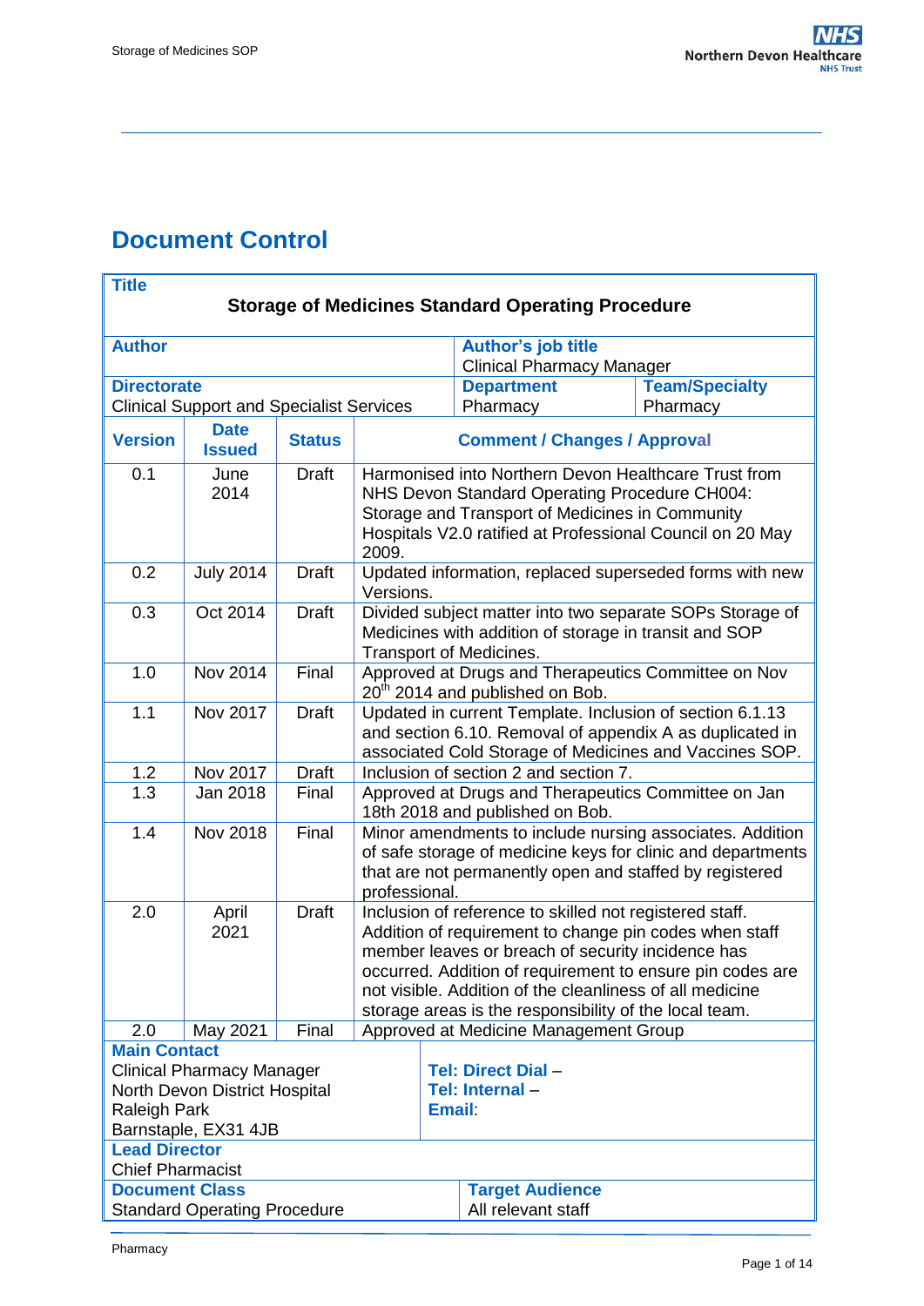# Document Control

| **Title** | | | | | |
|---|---|---|---|---|---|
| **Storage of Medicines Standard Operating Procedure** | | | | | |
| **Author** | | | | **Author's job title**<br>Clinical Pharmacy Manager | |
| **Directorate**<br>Clinical Support and Specialist Services | | | | **Department**<br>Pharmacy | **Team/Specialty**<br>Pharmacy |
| **Version** | **Date Issued** | **Status** | **Comment / Changes / Approval** | | |
| 0.1 | June 2014 | Draft | Harmonised into Northern Devon Healthcare Trust from NHS Devon Standard Operating Procedure CH004: Storage and Transport of Medicines in Community Hospitals V2.0 ratified at Professional Council on 20 May 2009. | | |
| 0.2 | July 2014 | Draft | Updated information, replaced superseded forms with new Versions. | | |
| 0.3 | Oct 2014 | Draft | Divided subject matter into two separate SOPs Storage of Medicines with addition of storage in transit and SOP Transport of Medicines. | | |
| 1.0 | Nov 2014 | Final | Approved at Drugs and Therapeutics Committee on Nov 20th 2014 and published on Bob. | | |
| 1.1 | Nov 2017 | Draft | Updated in current Template. Inclusion of section 6.1.13 and section 6.10. Removal of appendix A as duplicated in associated Cold Storage of Medicines and Vaccines SOP. | | |
| 1.2 | Nov 2017 | Draft | Inclusion of section 2 and section 7. | | |
| 1.3 | Jan 2018 | Final | Approved at Drugs and Therapeutics Committee on Jan 18th 2018 and published on Bob. | | |
| 1.4 | Nov 2018 | Final | Minor amendments to include nursing associates. Addition of safe storage of medicine keys for clinic and departments that are not permanently open and staffed by registered professional. | | |
| 2.0 | April 2021 | Draft | Inclusion of reference to skilled not registered staff. Addition of requirement to change pin codes when staff member leaves or breach of security incidence has occurred. Addition of requirement to ensure pin codes are not visible. Addition of the cleanliness of all medicine storage areas is the responsibility of the local team. | | |
| 2.0 | May 2021 | Final | Approved at Medicine Management Group | | |
| **Main Contact**<br>Clinical Pharmacy Manager<br>North Devon District Hospital<br>Raleigh Park<br>Barnstaple, EX31 4JB | | | **Tel: Direct Dial** –<br>**Tel: Internal** –<br>**Email**: | | |
| **Lead Director**<br>Chief Pharmacist | | | | | |
| **Document Class**<br>Standard Operating Procedure | | | **Target Audience**<br>All relevant staff | | |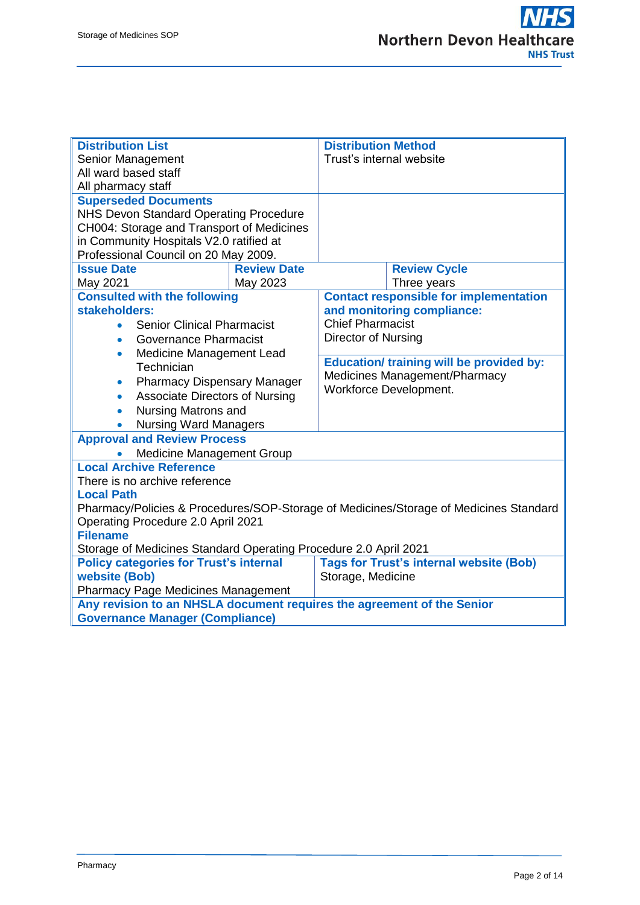**Distribution List**
Senior Management
All ward based staff
All pharmacy staff

**Distribution Method**
Trust's internal website

**Superseded Documents**
NHS Devon Standard Operating Procedure CH004: Storage and Transport of Medicines in Community Hospitals V2.0 ratified at Professional Council on 20 May 2009.

| **Issue Date** | **Review Date** | **Review Cycle** |
|---|---|---|
| May 2021 | May 2023 | Three years |

**Consulted with the following stakeholders:**

- Senior Clinical Pharmacist
- Governance Pharmacist
- Medicine Management Lead Technician
- Pharmacy Dispensary Manager
- Associate Directors of Nursing
- Nursing Matrons and
- Nursing Ward Managers

**Contact responsible for implementation and monitoring compliance:**
Chief Pharmacist
Director of Nursing

**Education/ training will be provided by:**
Medicines Management/Pharmacy Workforce Development.

**Approval and Review Process**

- Medicine Management Group

**Local Archive Reference**
There is no archive reference

**Local Path**
Pharmacy/Policies & Procedures/SOP-Storage of Medicines/Storage of Medicines Standard Operating Procedure 2.0 April 2021

**Filename**
Storage of Medicines Standard Operating Procedure 2.0 April 2021

**Policy categories for Trust's internal website (Bob)**
Pharmacy Page Medicines Management

**Tags for Trust's internal website (Bob)**
Storage, Medicine

**Any revision to an NHSLA document requires the agreement of the Senior Governance Manager (Compliance)**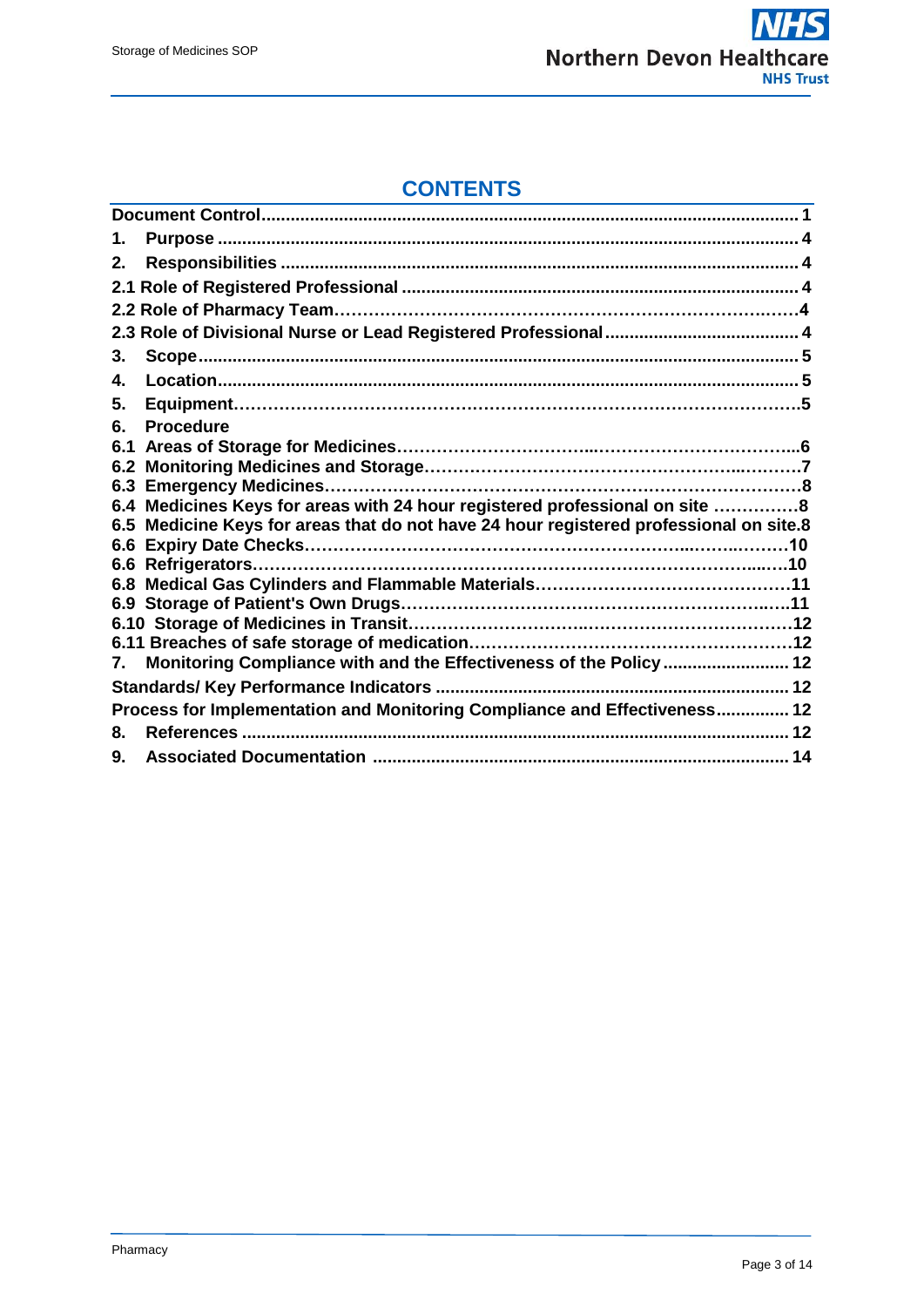# CONTENTS

| | |
|---|---|
| **Document Control** | **1** |
| **1. Purpose** | **4** |
| **2. Responsibilities** | **4** |
| **2.1 Role of Registered Professional** | **4** |
| **2.2 Role of Pharmacy Team** | **4** |
| **2.3 Role of Divisional Nurse or Lead Registered Professional** | **4** |
| **3. Scope** | **5** |
| **4. Location** | **5** |
| **5. Equipment** | **5** |
| **6. Procedure** | |
| **6.1 Areas of Storage for Medicines** | **6** |
| **6.2 Monitoring Medicines and Storage** | **7** |
| **6.3 Emergency Medicines** | **8** |
| **6.4 Medicines Keys for areas with 24 hour registered professional on site** | **8** |
| **6.5 Medicine Keys for areas that do not have 24 hour registered professional on site** | **8** |
| **6.6 Expiry Date Checks** | **10** |
| **6.6 Refrigerators** | **10** |
| **6.8 Medical Gas Cylinders and Flammable Materials** | **11** |
| **6.9 Storage of Patient's Own Drugs** | **11** |
| **6.10 Storage of Medicines in Transit** | **12** |
| **6.11 Breaches of safe storage of medication** | **12** |
| **7. Monitoring Compliance with and the Effectiveness of the Policy** | **12** |
| **Standards/ Key Performance Indicators** | **12** |
| **Process for Implementation and Monitoring Compliance and Effectiveness** | **12** |
| **8. References** | **12** |
| **9. Associated Documentation** | **14** |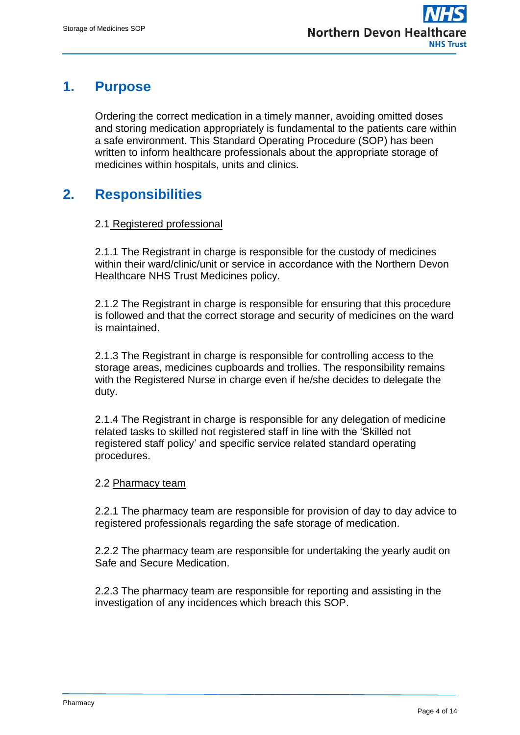# 1. Purpose

Ordering the correct medication in a timely manner, avoiding omitted doses and storing medication appropriately is fundamental to the patients care within a safe environment. This Standard Operating Procedure (SOP) has been written to inform healthcare professionals about the appropriate storage of medicines within hospitals, units and clinics.

# 2. Responsibilities

2.1 Registered professional

2.1.1 The Registrant in charge is responsible for the custody of medicines within their ward/clinic/unit or service in accordance with the Northern Devon Healthcare NHS Trust Medicines policy.

2.1.2 The Registrant in charge is responsible for ensuring that this procedure is followed and that the correct storage and security of medicines on the ward is maintained.

2.1.3 The Registrant in charge is responsible for controlling access to the storage areas, medicines cupboards and trollies. The responsibility remains with the Registered Nurse in charge even if he/she decides to delegate the duty.

2.1.4 The Registrant in charge is responsible for any delegation of medicine related tasks to skilled not registered staff in line with the 'Skilled not registered staff policy' and specific service related standard operating procedures.

2.2 Pharmacy team

2.2.1 The pharmacy team are responsible for provision of day to day advice to registered professionals regarding the safe storage of medication.

2.2.2 The pharmacy team are responsible for undertaking the yearly audit on Safe and Secure Medication.

2.2.3 The pharmacy team are responsible for reporting and assisting in the investigation of any incidences which breach this SOP.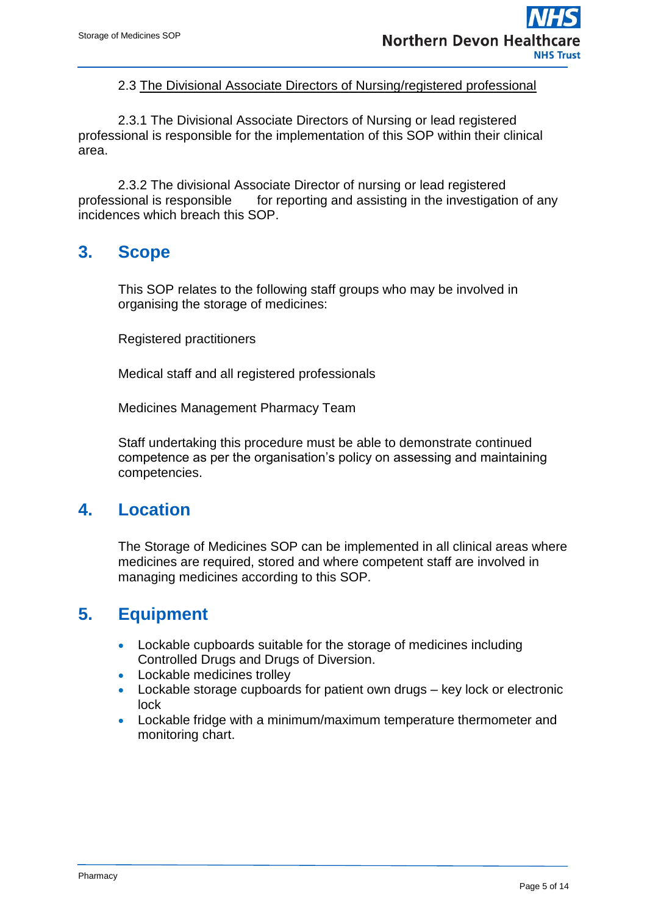2.3 <u>The Divisional Associate Directors of Nursing/registered professional</u>

2.3.1 The Divisional Associate Directors of Nursing or lead registered professional is responsible for the implementation of this SOP within their clinical area.

2.3.2 The divisional Associate Director of nursing or lead registered professional is responsible for reporting and assisting in the investigation of any incidences which breach this SOP.

## 3. Scope

This SOP relates to the following staff groups who may be involved in organising the storage of medicines:

Registered practitioners

Medical staff and all registered professionals

Medicines Management Pharmacy Team

Staff undertaking this procedure must be able to demonstrate continued competence as per the organisation's policy on assessing and maintaining competencies.

## 4. Location

The Storage of Medicines SOP can be implemented in all clinical areas where medicines are required, stored and where competent staff are involved in managing medicines according to this SOP.

## 5. Equipment

- Lockable cupboards suitable for the storage of medicines including Controlled Drugs and Drugs of Diversion.
- Lockable medicines trolley
- Lockable storage cupboards for patient own drugs – key lock or electronic lock
- Lockable fridge with a minimum/maximum temperature thermometer and monitoring chart.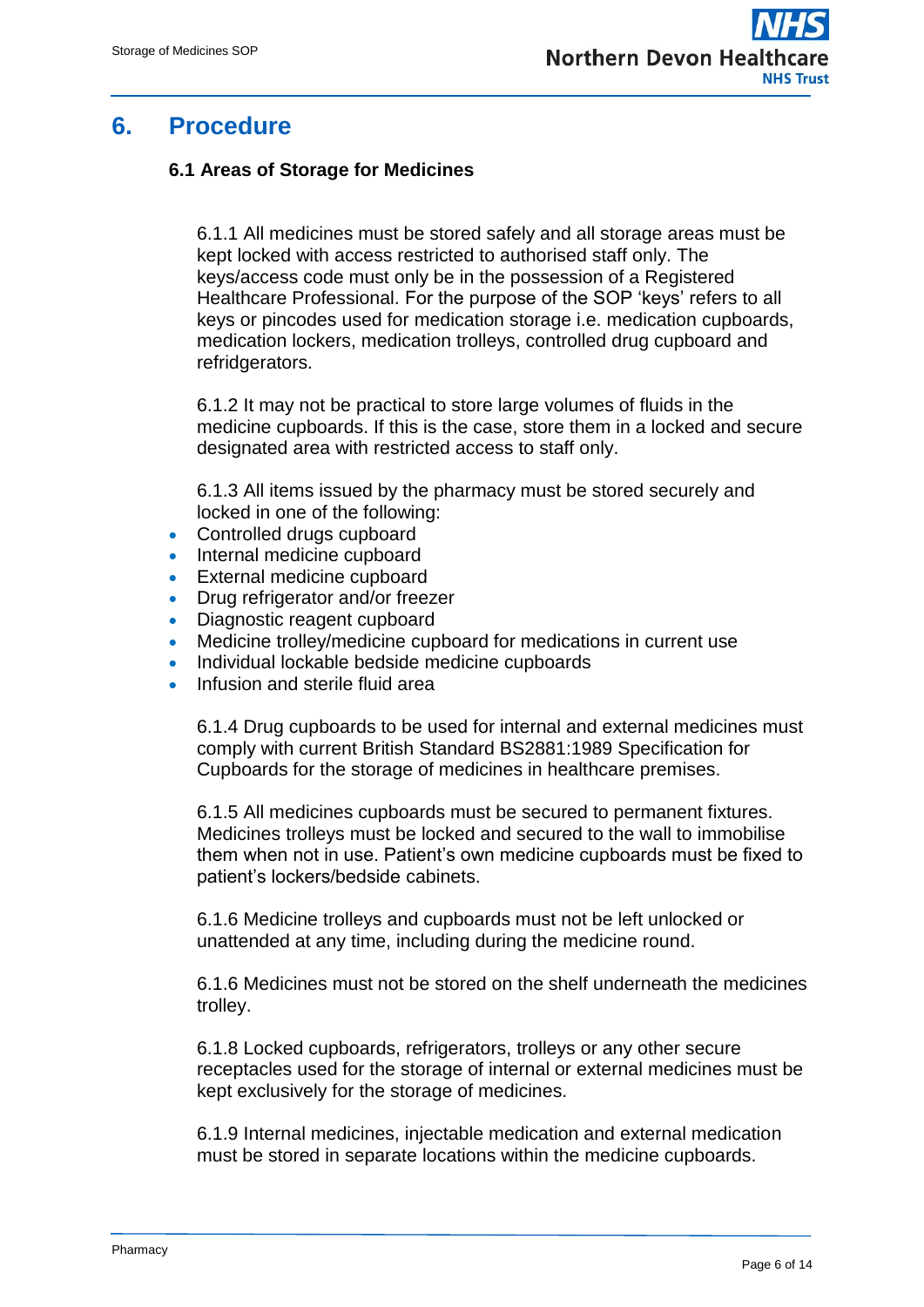# 6. Procedure

### 6.1 Areas of Storage for Medicines

6.1.1 All medicines must be stored safely and all storage areas must be kept locked with access restricted to authorised staff only. The keys/access code must only be in the possession of a Registered Healthcare Professional. For the purpose of the SOP 'keys' refers to all keys or pincodes used for medication storage i.e. medication cupboards, medication lockers, medication trolleys, controlled drug cupboard and refridgerators.

6.1.2 It may not be practical to store large volumes of fluids in the medicine cupboards. If this is the case, store them in a locked and secure designated area with restricted access to staff only.

6.1.3 All items issued by the pharmacy must be stored securely and locked in one of the following:

- Controlled drugs cupboard
- Internal medicine cupboard
- External medicine cupboard
- Drug refrigerator and/or freezer
- Diagnostic reagent cupboard
- Medicine trolley/medicine cupboard for medications in current use
- Individual lockable bedside medicine cupboards
- Infusion and sterile fluid area

6.1.4 Drug cupboards to be used for internal and external medicines must comply with current British Standard BS2881:1989 Specification for Cupboards for the storage of medicines in healthcare premises.

6.1.5 All medicines cupboards must be secured to permanent fixtures. Medicines trolleys must be locked and secured to the wall to immobilise them when not in use. Patient's own medicine cupboards must be fixed to patient's lockers/bedside cabinets.

6.1.6 Medicine trolleys and cupboards must not be left unlocked or unattended at any time, including during the medicine round.

6.1.6 Medicines must not be stored on the shelf underneath the medicines trolley.

6.1.8 Locked cupboards, refrigerators, trolleys or any other secure receptacles used for the storage of internal or external medicines must be kept exclusively for the storage of medicines.

6.1.9 Internal medicines, injectable medication and external medication must be stored in separate locations within the medicine cupboards.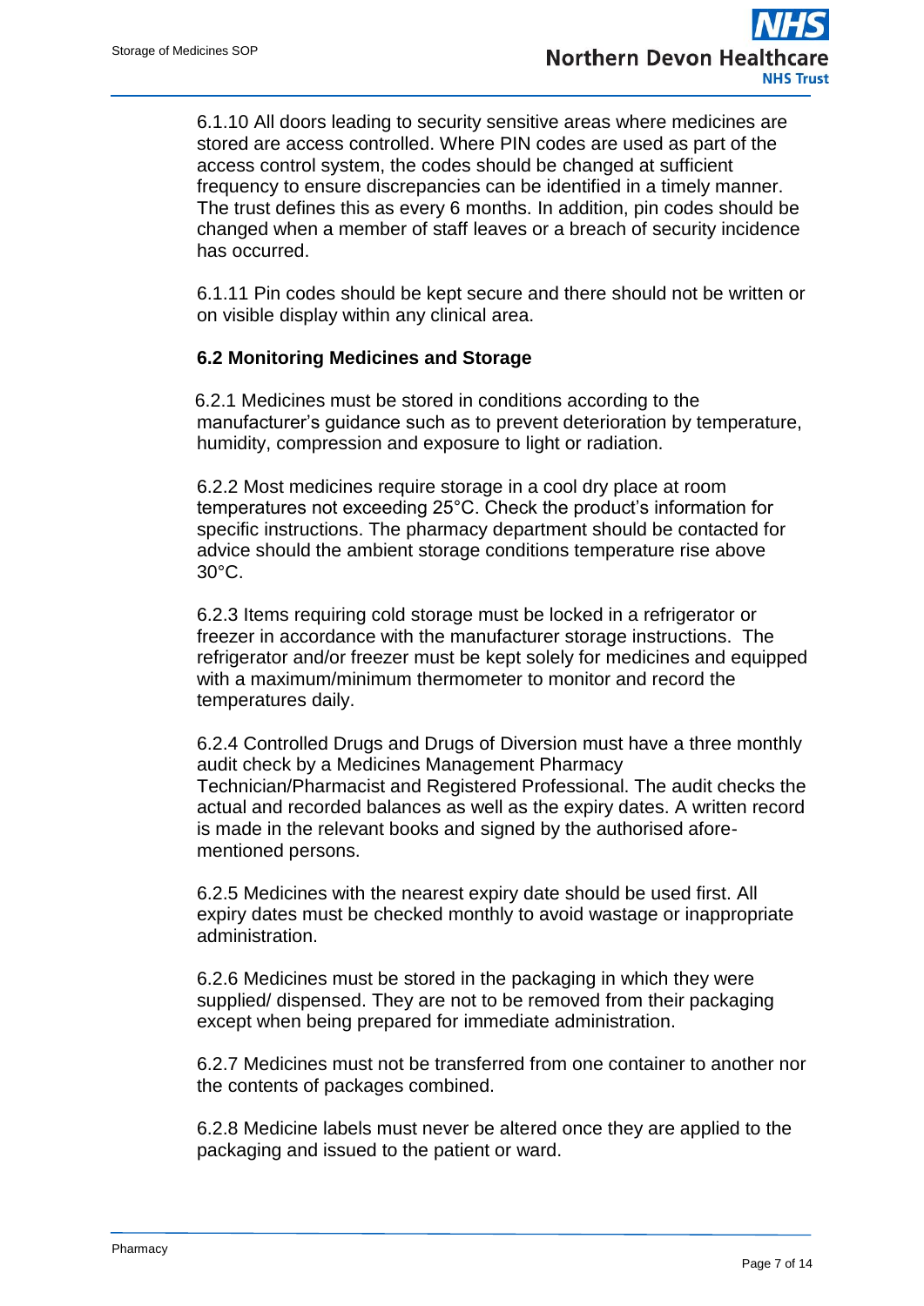6.1.10 All doors leading to security sensitive areas where medicines are stored are access controlled. Where PIN codes are used as part of the access control system, the codes should be changed at sufficient frequency to ensure discrepancies can be identified in a timely manner. The trust defines this as every 6 months. In addition, pin codes should be changed when a member of staff leaves or a breach of security incidence has occurred.

6.1.11 Pin codes should be kept secure and there should not be written or on visible display within any clinical area.

### 6.2 Monitoring Medicines and Storage

6.2.1 Medicines must be stored in conditions according to the manufacturer's guidance such as to prevent deterioration by temperature, humidity, compression and exposure to light or radiation.

6.2.2 Most medicines require storage in a cool dry place at room temperatures not exceeding 25°C. Check the product's information for specific instructions. The pharmacy department should be contacted for advice should the ambient storage conditions temperature rise above 30°C.

6.2.3 Items requiring cold storage must be locked in a refrigerator or freezer in accordance with the manufacturer storage instructions. The refrigerator and/or freezer must be kept solely for medicines and equipped with a maximum/minimum thermometer to monitor and record the temperatures daily.

6.2.4 Controlled Drugs and Drugs of Diversion must have a three monthly audit check by a Medicines Management Pharmacy Technician/Pharmacist and Registered Professional. The audit checks the actual and recorded balances as well as the expiry dates. A written record is made in the relevant books and signed by the authorised afore-mentioned persons.

6.2.5 Medicines with the nearest expiry date should be used first. All expiry dates must be checked monthly to avoid wastage or inappropriate administration.

6.2.6 Medicines must be stored in the packaging in which they were supplied/ dispensed. They are not to be removed from their packaging except when being prepared for immediate administration.

6.2.7 Medicines must not be transferred from one container to another nor the contents of packages combined.

6.2.8 Medicine labels must never be altered once they are applied to the packaging and issued to the patient or ward.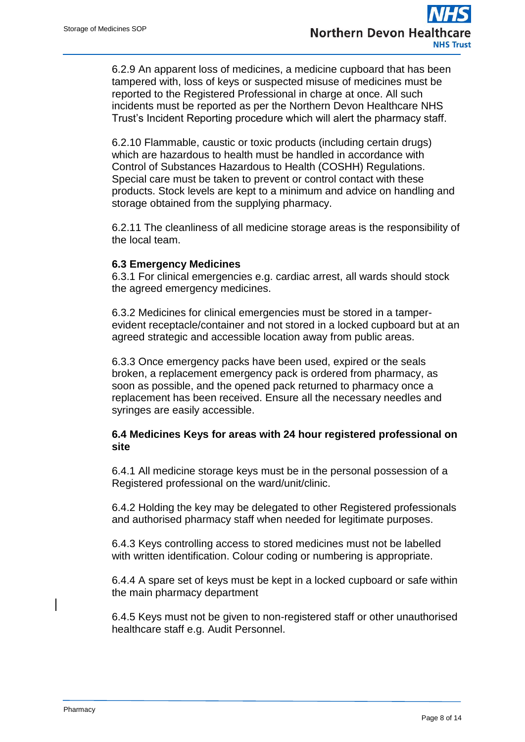6.2.9 An apparent loss of medicines, a medicine cupboard that has been tampered with, loss of keys or suspected misuse of medicines must be reported to the Registered Professional in charge at once. All such incidents must be reported as per the Northern Devon Healthcare NHS Trust's Incident Reporting procedure which will alert the pharmacy staff.

6.2.10 Flammable, caustic or toxic products (including certain drugs) which are hazardous to health must be handled in accordance with Control of Substances Hazardous to Health (COSHH) Regulations. Special care must be taken to prevent or control contact with these products. Stock levels are kept to a minimum and advice on handling and storage obtained from the supplying pharmacy.

6.2.11 The cleanliness of all medicine storage areas is the responsibility of the local team.

### 6.3 Emergency Medicines

6.3.1 For clinical emergencies e.g. cardiac arrest, all wards should stock the agreed emergency medicines.

6.3.2 Medicines for clinical emergencies must be stored in a tamper-evident receptacle/container and not stored in a locked cupboard but at an agreed strategic and accessible location away from public areas.

6.3.3 Once emergency packs have been used, expired or the seals broken, a replacement emergency pack is ordered from pharmacy, as soon as possible, and the opened pack returned to pharmacy once a replacement has been received. Ensure all the necessary needles and syringes are easily accessible.

### 6.4 Medicines Keys for areas with 24 hour registered professional on site

6.4.1 All medicine storage keys must be in the personal possession of a Registered professional on the ward/unit/clinic.

6.4.2 Holding the key may be delegated to other Registered professionals and authorised pharmacy staff when needed for legitimate purposes.

6.4.3 Keys controlling access to stored medicines must not be labelled with written identification. Colour coding or numbering is appropriate.

6.4.4 A spare set of keys must be kept in a locked cupboard or safe within the main pharmacy department

6.4.5 Keys must not be given to non-registered staff or other unauthorised healthcare staff e.g. Audit Personnel.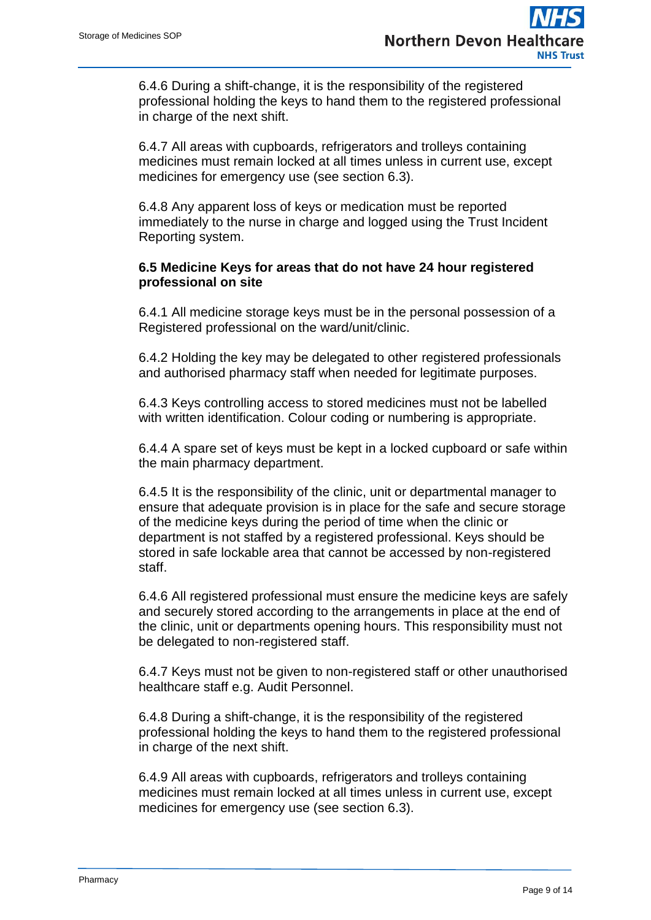6.4.6 During a shift-change, it is the responsibility of the registered professional holding the keys to hand them to the registered professional in charge of the next shift.

6.4.7 All areas with cupboards, refrigerators and trolleys containing medicines must remain locked at all times unless in current use, except medicines for emergency use (see section 6.3).

6.4.8 Any apparent loss of keys or medication must be reported immediately to the nurse in charge and logged using the Trust Incident Reporting system.

### 6.5 Medicine Keys for areas that do not have 24 hour registered professional on site

6.4.1 All medicine storage keys must be in the personal possession of a Registered professional on the ward/unit/clinic.

6.4.2 Holding the key may be delegated to other registered professionals and authorised pharmacy staff when needed for legitimate purposes.

6.4.3 Keys controlling access to stored medicines must not be labelled with written identification. Colour coding or numbering is appropriate.

6.4.4 A spare set of keys must be kept in a locked cupboard or safe within the main pharmacy department.

6.4.5 It is the responsibility of the clinic, unit or departmental manager to ensure that adequate provision is in place for the safe and secure storage of the medicine keys during the period of time when the clinic or department is not staffed by a registered professional. Keys should be stored in safe lockable area that cannot be accessed by non-registered staff.

6.4.6 All registered professional must ensure the medicine keys are safely and securely stored according to the arrangements in place at the end of the clinic, unit or departments opening hours. This responsibility must not be delegated to non-registered staff.

6.4.7 Keys must not be given to non-registered staff or other unauthorised healthcare staff e.g. Audit Personnel.

6.4.8 During a shift-change, it is the responsibility of the registered professional holding the keys to hand them to the registered professional in charge of the next shift.

6.4.9 All areas with cupboards, refrigerators and trolleys containing medicines must remain locked at all times unless in current use, except medicines for emergency use (see section 6.3).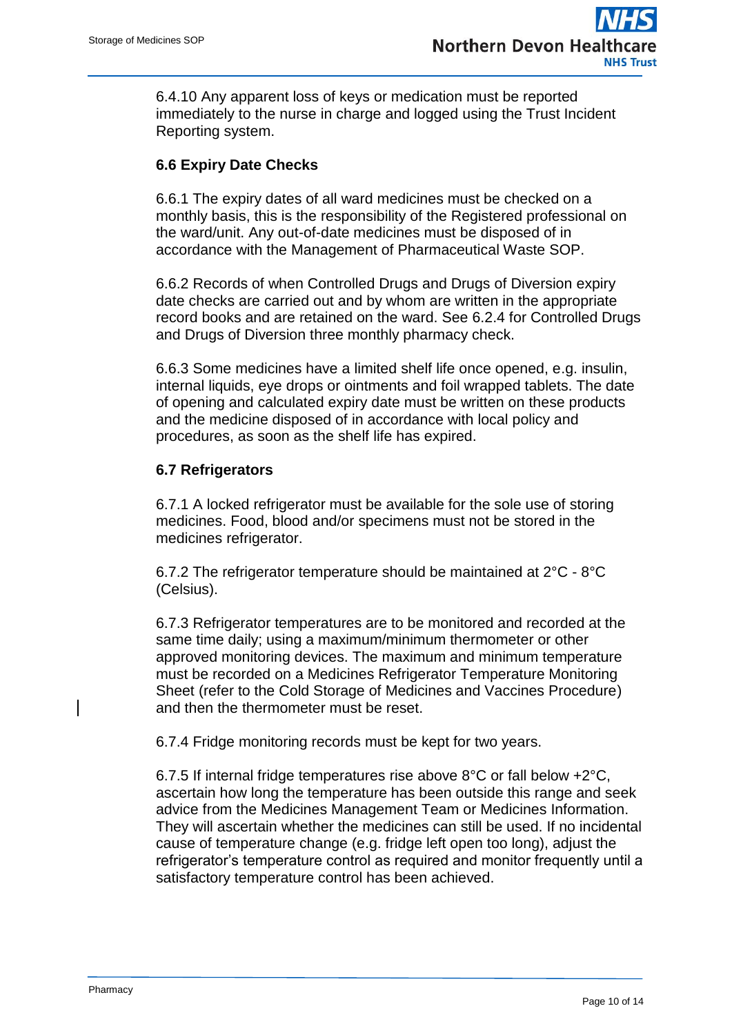6.4.10 Any apparent loss of keys or medication must be reported immediately to the nurse in charge and logged using the Trust Incident Reporting system.

### 6.6 Expiry Date Checks

6.6.1 The expiry dates of all ward medicines must be checked on a monthly basis, this is the responsibility of the Registered professional on the ward/unit. Any out-of-date medicines must be disposed of in accordance with the Management of Pharmaceutical Waste SOP.

6.6.2 Records of when Controlled Drugs and Drugs of Diversion expiry date checks are carried out and by whom are written in the appropriate record books and are retained on the ward. See 6.2.4 for Controlled Drugs and Drugs of Diversion three monthly pharmacy check.

6.6.3 Some medicines have a limited shelf life once opened, e.g. insulin, internal liquids, eye drops or ointments and foil wrapped tablets. The date of opening and calculated expiry date must be written on these products and the medicine disposed of in accordance with local policy and procedures, as soon as the shelf life has expired.

### 6.7 Refrigerators

6.7.1 A locked refrigerator must be available for the sole use of storing medicines. Food, blood and/or specimens must not be stored in the medicines refrigerator.

6.7.2 The refrigerator temperature should be maintained at 2°C - 8°C (Celsius).

6.7.3 Refrigerator temperatures are to be monitored and recorded at the same time daily; using a maximum/minimum thermometer or other approved monitoring devices. The maximum and minimum temperature must be recorded on a Medicines Refrigerator Temperature Monitoring Sheet (refer to the Cold Storage of Medicines and Vaccines Procedure) and then the thermometer must be reset.

6.7.4 Fridge monitoring records must be kept for two years.

6.7.5 If internal fridge temperatures rise above 8°C or fall below +2°C, ascertain how long the temperature has been outside this range and seek advice from the Medicines Management Team or Medicines Information. They will ascertain whether the medicines can still be used. If no incidental cause of temperature change (e.g. fridge left open too long), adjust the refrigerator's temperature control as required and monitor frequently until a satisfactory temperature control has been achieved.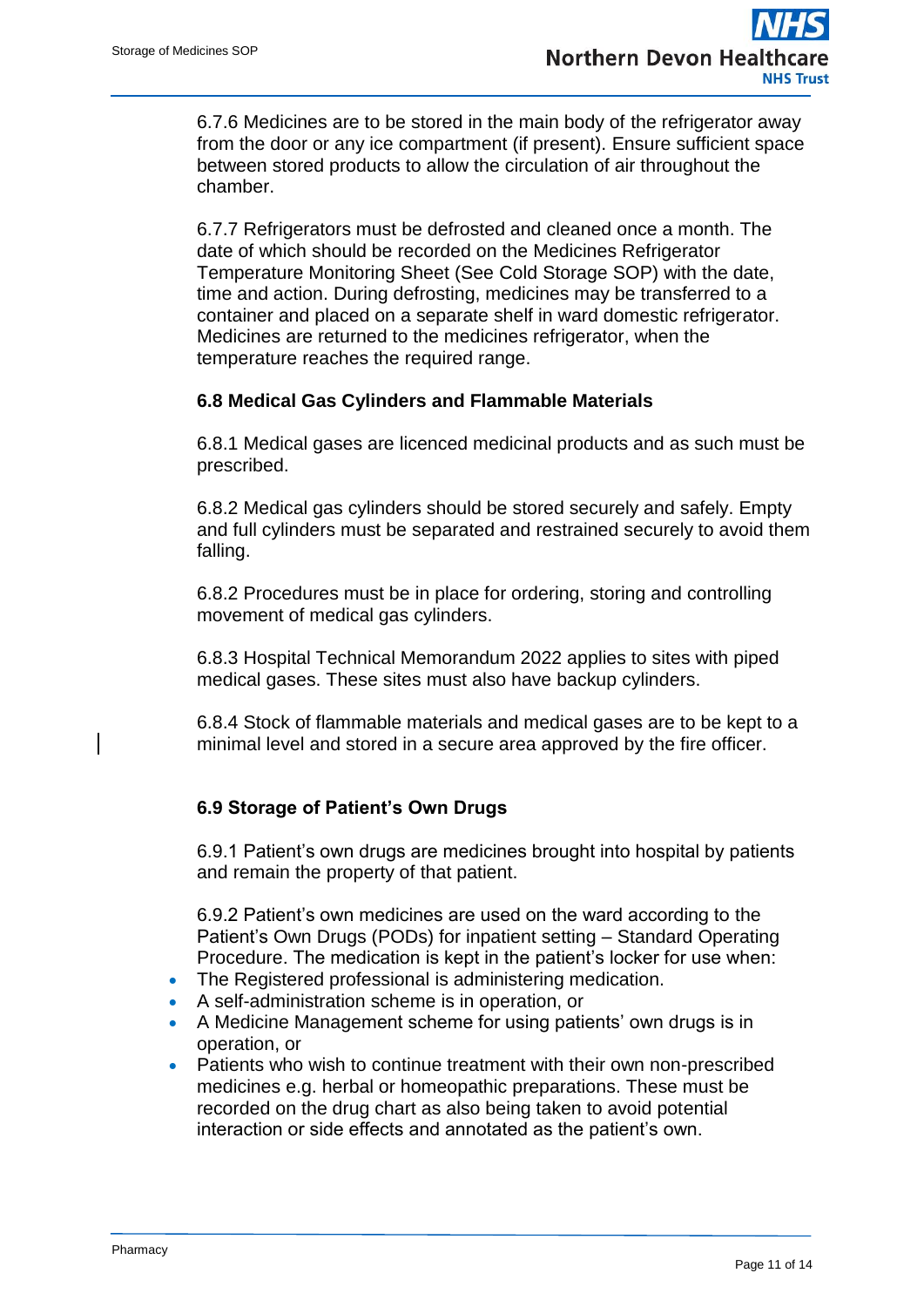6.7.6 Medicines are to be stored in the main body of the refrigerator away from the door or any ice compartment (if present). Ensure sufficient space between stored products to allow the circulation of air throughout the chamber.

6.7.7 Refrigerators must be defrosted and cleaned once a month. The date of which should be recorded on the Medicines Refrigerator Temperature Monitoring Sheet (See Cold Storage SOP) with the date, time and action. During defrosting, medicines may be transferred to a container and placed on a separate shelf in ward domestic refrigerator. Medicines are returned to the medicines refrigerator, when the temperature reaches the required range.

### 6.8 Medical Gas Cylinders and Flammable Materials

6.8.1 Medical gases are licenced medicinal products and as such must be prescribed.

6.8.2 Medical gas cylinders should be stored securely and safely. Empty and full cylinders must be separated and restrained securely to avoid them falling.

6.8.2 Procedures must be in place for ordering, storing and controlling movement of medical gas cylinders.

6.8.3 Hospital Technical Memorandum 2022 applies to sites with piped medical gases. These sites must also have backup cylinders.

6.8.4 Stock of flammable materials and medical gases are to be kept to a minimal level and stored in a secure area approved by the fire officer.

### 6.9 Storage of Patient's Own Drugs

6.9.1 Patient's own drugs are medicines brought into hospital by patients and remain the property of that patient.

6.9.2 Patient's own medicines are used on the ward according to the Patient's Own Drugs (PODs) for inpatient setting – Standard Operating Procedure. The medication is kept in the patient's locker for use when:

- The Registered professional is administering medication.
- A self-administration scheme is in operation, or
- A Medicine Management scheme for using patients' own drugs is in operation, or
- Patients who wish to continue treatment with their own non-prescribed medicines e.g. herbal or homeopathic preparations. These must be recorded on the drug chart as also being taken to avoid potential interaction or side effects and annotated as the patient's own.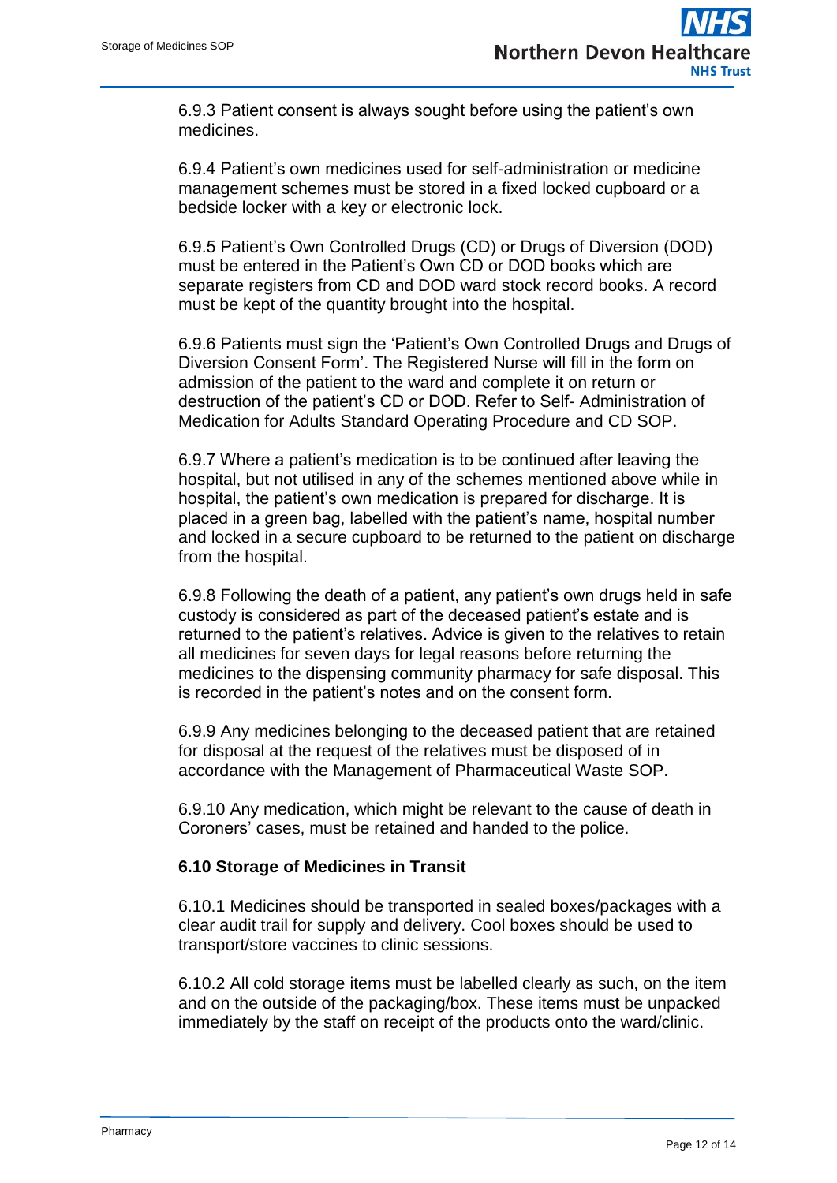6.9.3 Patient consent is always sought before using the patient's own medicines.

6.9.4 Patient's own medicines used for self-administration or medicine management schemes must be stored in a fixed locked cupboard or a bedside locker with a key or electronic lock.

6.9.5 Patient's Own Controlled Drugs (CD) or Drugs of Diversion (DOD) must be entered in the Patient's Own CD or DOD books which are separate registers from CD and DOD ward stock record books. A record must be kept of the quantity brought into the hospital.

6.9.6 Patients must sign the 'Patient's Own Controlled Drugs and Drugs of Diversion Consent Form'. The Registered Nurse will fill in the form on admission of the patient to the ward and complete it on return or destruction of the patient's CD or DOD. Refer to Self- Administration of Medication for Adults Standard Operating Procedure and CD SOP.

6.9.7 Where a patient's medication is to be continued after leaving the hospital, but not utilised in any of the schemes mentioned above while in hospital, the patient's own medication is prepared for discharge. It is placed in a green bag, labelled with the patient's name, hospital number and locked in a secure cupboard to be returned to the patient on discharge from the hospital.

6.9.8 Following the death of a patient, any patient's own drugs held in safe custody is considered as part of the deceased patient's estate and is returned to the patient's relatives. Advice is given to the relatives to retain all medicines for seven days for legal reasons before returning the medicines to the dispensing community pharmacy for safe disposal. This is recorded in the patient's notes and on the consent form.

6.9.9 Any medicines belonging to the deceased patient that are retained for disposal at the request of the relatives must be disposed of in accordance with the Management of Pharmaceutical Waste SOP.

6.9.10 Any medication, which might be relevant to the cause of death in Coroners' cases, must be retained and handed to the police.

### 6.10 Storage of Medicines in Transit

6.10.1 Medicines should be transported in sealed boxes/packages with a clear audit trail for supply and delivery. Cool boxes should be used to transport/store vaccines to clinic sessions.

6.10.2 All cold storage items must be labelled clearly as such, on the item and on the outside of the packaging/box. These items must be unpacked immediately by the staff on receipt of the products onto the ward/clinic.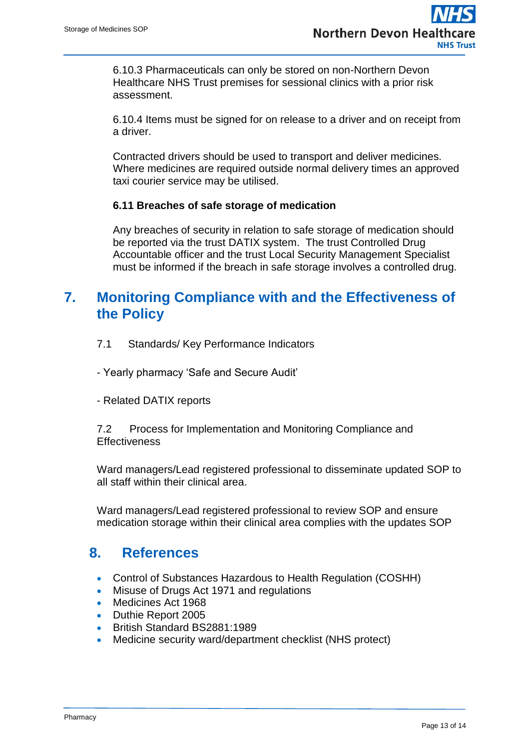6.10.3 Pharmaceuticals can only be stored on non-Northern Devon Healthcare NHS Trust premises for sessional clinics with a prior risk assessment.

6.10.4 Items must be signed for on release to a driver and on receipt from a driver.

Contracted drivers should be used to transport and deliver medicines. Where medicines are required outside normal delivery times an approved taxi courier service may be utilised.

**6.11 Breaches of safe storage of medication**

Any breaches of security in relation to safe storage of medication should be reported via the trust DATIX system. The trust Controlled Drug Accountable officer and the trust Local Security Management Specialist must be informed if the breach in safe storage involves a controlled drug.

## 7. Monitoring Compliance with and the Effectiveness of the Policy

7.1 Standards/ Key Performance Indicators

- Yearly pharmacy 'Safe and Secure Audit'

- Related DATIX reports

7.2 Process for Implementation and Monitoring Compliance and Effectiveness

Ward managers/Lead registered professional to disseminate updated SOP to all staff within their clinical area.

Ward managers/Lead registered professional to review SOP and ensure medication storage within their clinical area complies with the updates SOP

## 8. References

- Control of Substances Hazardous to Health Regulation (COSHH)
- Misuse of Drugs Act 1971 and regulations
- Medicines Act 1968
- Duthie Report 2005
- British Standard BS2881:1989
- Medicine security ward/department checklist (NHS protect)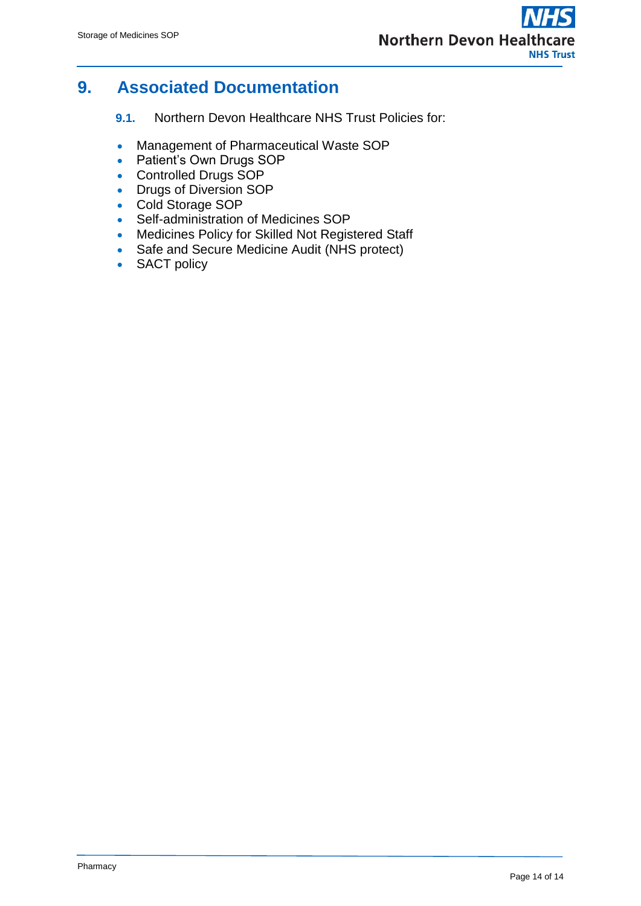# 9. Associated Documentation

**9.1.** Northern Devon Healthcare NHS Trust Policies for:

- Management of Pharmaceutical Waste SOP
- Patient's Own Drugs SOP
- Controlled Drugs SOP
- Drugs of Diversion SOP
- Cold Storage SOP
- Self-administration of Medicines SOP
- Medicines Policy for Skilled Not Registered Staff
- Safe and Secure Medicine Audit (NHS protect)
- SACT policy